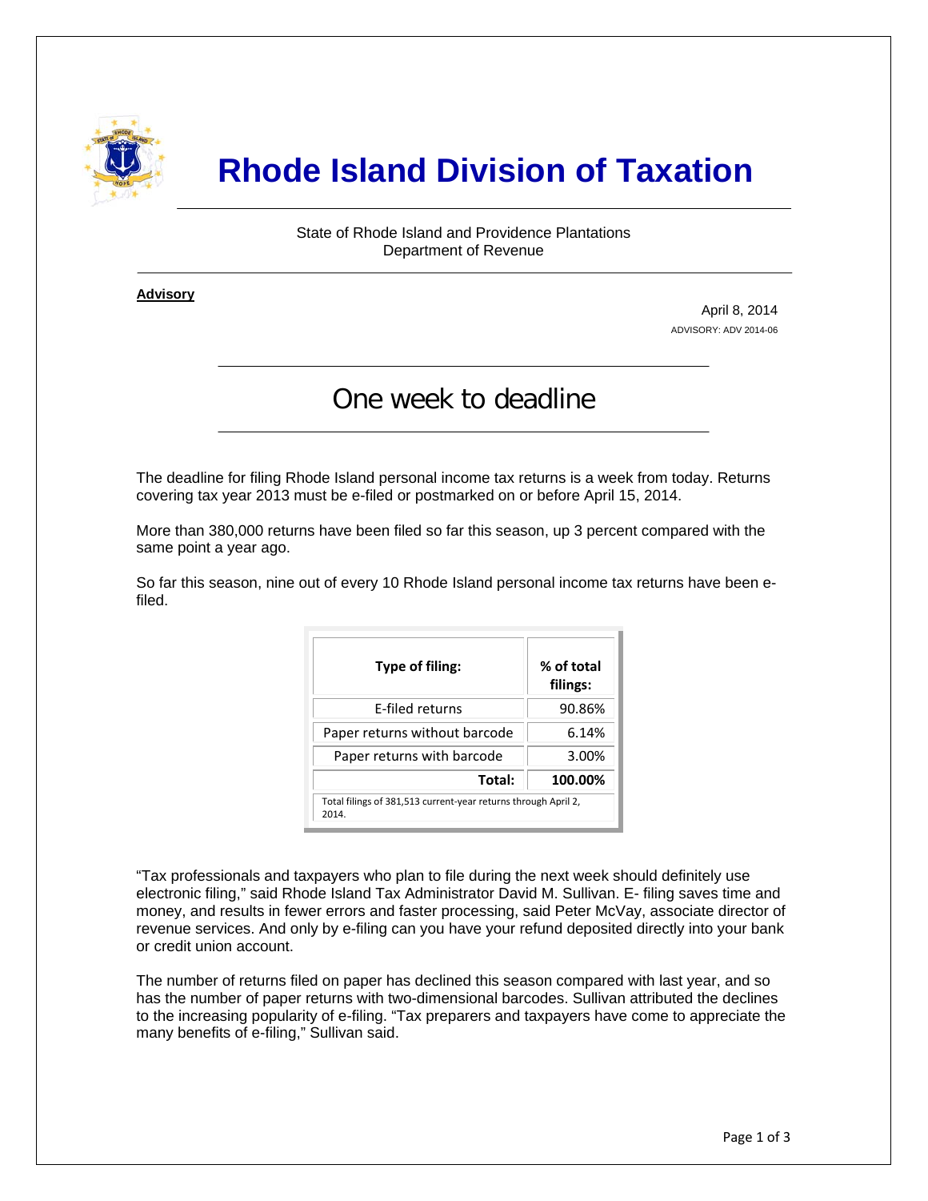# Rhode Island Division of Taxation

State of Rhode Island and Providence Plantations
Department of Revenue

**Advisory**

April 8, 2014
ADVISORY: ADV 2014-06

## One week to deadline

The deadline for filing Rhode Island personal income tax returns is a week from today. Returns covering tax year 2013 must be e-filed or postmarked on or before April 15, 2014.

More than 380,000 returns have been filed so far this season, up 3 percent compared with the same point a year ago.

So far this season, nine out of every 10 Rhode Island personal income tax returns have been e-filed.

| Type of filing: | % of total filings: |
|---|---|
| E-filed returns | 90.86% |
| Paper returns without barcode | 6.14% |
| Paper returns with barcode | 3.00% |
| **Total:** | **100.00%** |

Total filings of 381,513 current-year returns through April 2, 2014.

"Tax professionals and taxpayers who plan to file during the next week should definitely use electronic filing," said Rhode Island Tax Administrator David M. Sullivan. E- filing saves time and money, and results in fewer errors and faster processing, said Peter McVay, associate director of revenue services. And only by e-filing can you have your refund deposited directly into your bank or credit union account.

The number of returns filed on paper has declined this season compared with last year, and so has the number of paper returns with two-dimensional barcodes. Sullivan attributed the declines to the increasing popularity of e-filing. "Tax preparers and taxpayers have come to appreciate the many benefits of e-filing," Sullivan said.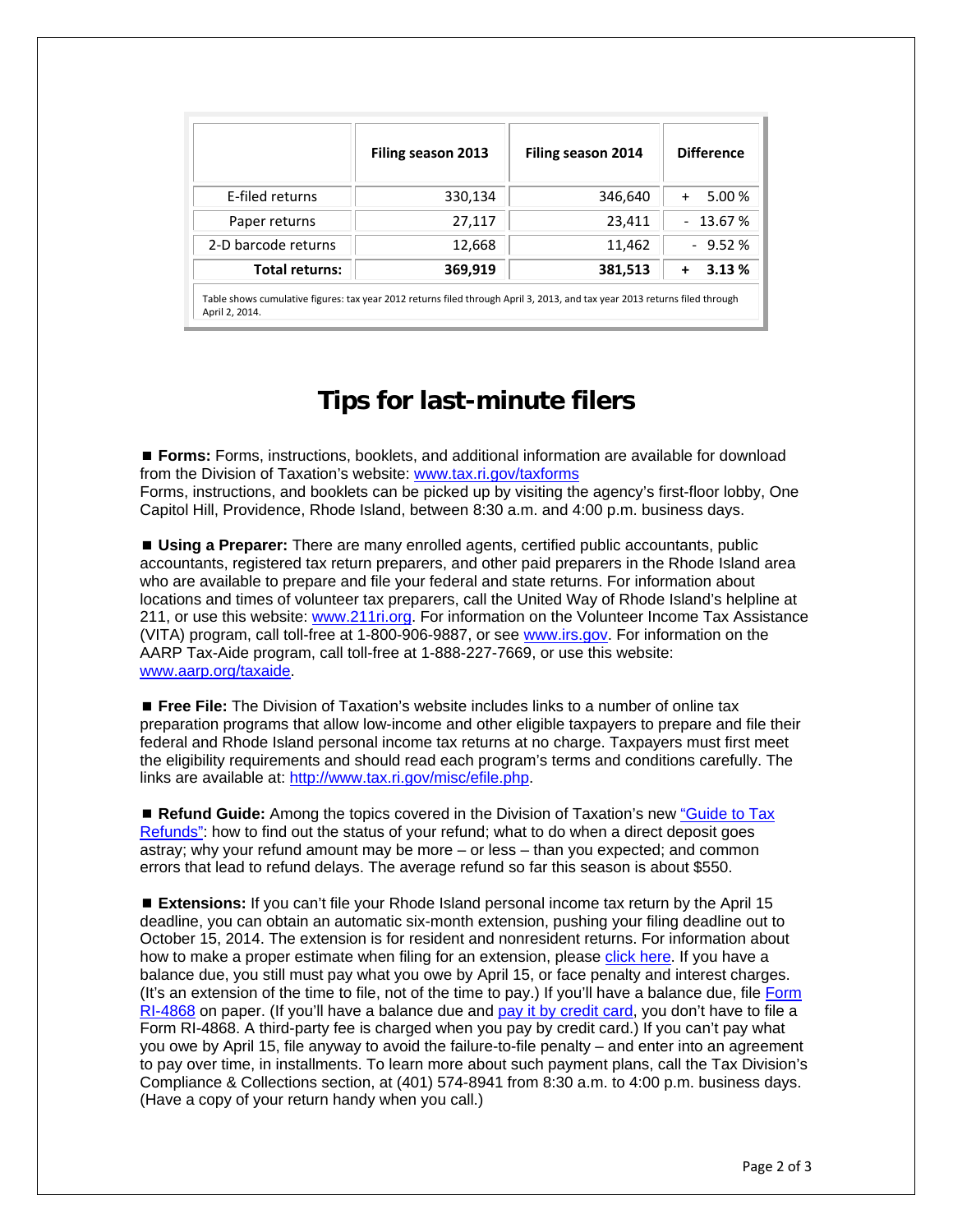| | Filing season 2013 | Filing season 2014 | Difference |
|---|---|---|---|
| E-filed returns | 330,134 | 346,640 | + 5.00 % |
| Paper returns | 27,117 | 23,411 | - 13.67 % |
| 2-D barcode returns | 12,668 | 11,462 | - 9.52 % |
| **Total returns:** | **369,919** | **381,513** | **+ 3.13 %** |

Table shows cumulative figures: tax year 2012 returns filed through April 3, 2013, and tax year 2013 returns filed through April 2, 2014.

# Tips for last-minute filers

■ **Forms:** Forms, instructions, booklets, and additional information are available for download from the Division of Taxation's website: www.tax.ri.gov/taxforms
Forms, instructions, and booklets can be picked up by visiting the agency's first-floor lobby, One Capitol Hill, Providence, Rhode Island, between 8:30 a.m. and 4:00 p.m. business days.

■ **Using a Preparer:** There are many enrolled agents, certified public accountants, public accountants, registered tax return preparers, and other paid preparers in the Rhode Island area who are available to prepare and file your federal and state returns. For information about locations and times of volunteer tax preparers, call the United Way of Rhode Island's helpline at 211, or use this website: www.211ri.org. For information on the Volunteer Income Tax Assistance (VITA) program, call toll-free at 1-800-906-9887, or see www.irs.gov. For information on the AARP Tax-Aide program, call toll-free at 1-888-227-7669, or use this website: www.aarp.org/taxaide.

■ **Free File:** The Division of Taxation's website includes links to a number of online tax preparation programs that allow low-income and other eligible taxpayers to prepare and file their federal and Rhode Island personal income tax returns at no charge. Taxpayers must first meet the eligibility requirements and should read each program's terms and conditions carefully. The links are available at: http://www.tax.ri.gov/misc/efile.php.

■ **Refund Guide:** Among the topics covered in the Division of Taxation's new "Guide to Tax Refunds": how to find out the status of your refund; what to do when a direct deposit goes astray; why your refund amount may be more – or less – than you expected; and common errors that lead to refund delays. The average refund so far this season is about $550.

■ **Extensions:** If you can't file your Rhode Island personal income tax return by the April 15 deadline, you can obtain an automatic six-month extension, pushing your filing deadline out to October 15, 2014. The extension is for resident and nonresident returns. For information about how to make a proper estimate when filing for an extension, please click here. If you have a balance due, you still must pay what you owe by April 15, or face penalty and interest charges. (It's an extension of the time to file, not of the time to pay.) If you'll have a balance due, file Form RI-4868 on paper. (If you'll have a balance due and pay it by credit card, you don't have to file a Form RI-4868. A third-party fee is charged when you pay by credit card.) If you can't pay what you owe by April 15, file anyway to avoid the failure-to-file penalty – and enter into an agreement to pay over time, in installments. To learn more about such payment plans, call the Tax Division's Compliance & Collections section, at (401) 574-8941 from 8:30 a.m. to 4:00 p.m. business days. (Have a copy of your return handy when you call.)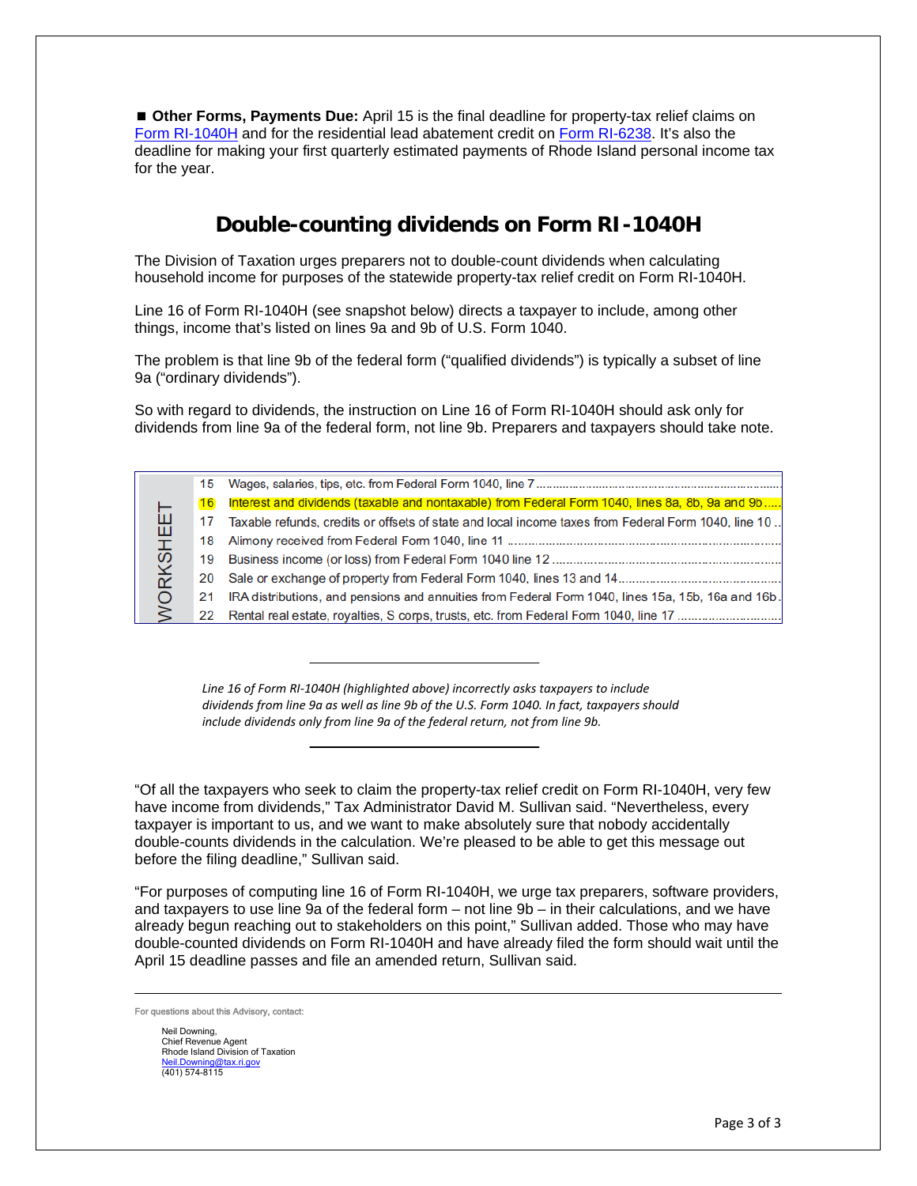■ **Other Forms, Payments Due:** April 15 is the final deadline for property-tax relief claims on Form RI-1040H and for the residential lead abatement credit on Form RI-6238. It's also the deadline for making your first quarterly estimated payments of Rhode Island personal income tax for the year.

## Double-counting dividends on Form RI-1040H

The Division of Taxation urges preparers not to double-count dividends when calculating household income for purposes of the statewide property-tax relief credit on Form RI-1040H.

Line 16 of Form RI-1040H (see snapshot below) directs a taxpayer to include, among other things, income that's listed on lines 9a and 9b of U.S. Form 1040.

The problem is that line 9b of the federal form ("qualified dividends") is typically a subset of line 9a ("ordinary dividends").

So with regard to dividends, the instruction on Line 16 of Form RI-1040H should ask only for dividends from line 9a of the federal form, not line 9b. Preparers and taxpayers should take note.

| | | |
|---|---|---|
| WORKSHEET | 15 | Wages, salaries, tips, etc. from Federal Form 1040, line 7 |
| | 16 | Interest and dividends (taxable and nontaxable) from Federal Form 1040, lines 8a, 8b, 9a and 9b |
| | 17 | Taxable refunds, credits or offsets of state and local income taxes from Federal Form 1040, line 10 |
| | 18 | Alimony received from Federal Form 1040, line 11 |
| | 19 | Business income (or loss) from Federal Form 1040 line 12 |
| | 20 | Sale or exchange of property from Federal Form 1040, lines 13 and 14 |
| | 21 | IRA distributions, and pensions and annuities from Federal Form 1040, lines 15a, 15b, 16a and 16b |
| | 22 | Rental real estate, royalties, S corps, trusts, etc. from Federal Form 1040, line 17 |

*Line 16 of Form RI-1040H (highlighted above) incorrectly asks taxpayers to include dividends from line 9a as well as line 9b of the U.S. Form 1040. In fact, taxpayers should include dividends only from line 9a of the federal return, not from line 9b.*

"Of all the taxpayers who seek to claim the property-tax relief credit on Form RI-1040H, very few have income from dividends," Tax Administrator David M. Sullivan said. "Nevertheless, every taxpayer is important to us, and we want to make absolutely sure that nobody accidentally double-counts dividends in the calculation. We're pleased to be able to get this message out before the filing deadline," Sullivan said.

"For purposes of computing line 16 of Form RI-1040H, we urge tax preparers, software providers, and taxpayers to use line 9a of the federal form – not line 9b – in their calculations, and we have already begun reaching out to stakeholders on this point," Sullivan added. Those who may have double-counted dividends on Form RI-1040H and have already filed the form should wait until the April 15 deadline passes and file an amended return, Sullivan said.

---

For questions about this Advisory, contact:

Neil Downing,
Chief Revenue Agent
Rhode Island Division of Taxation
Neil.Downing@tax.ri.gov
(401) 574-8115